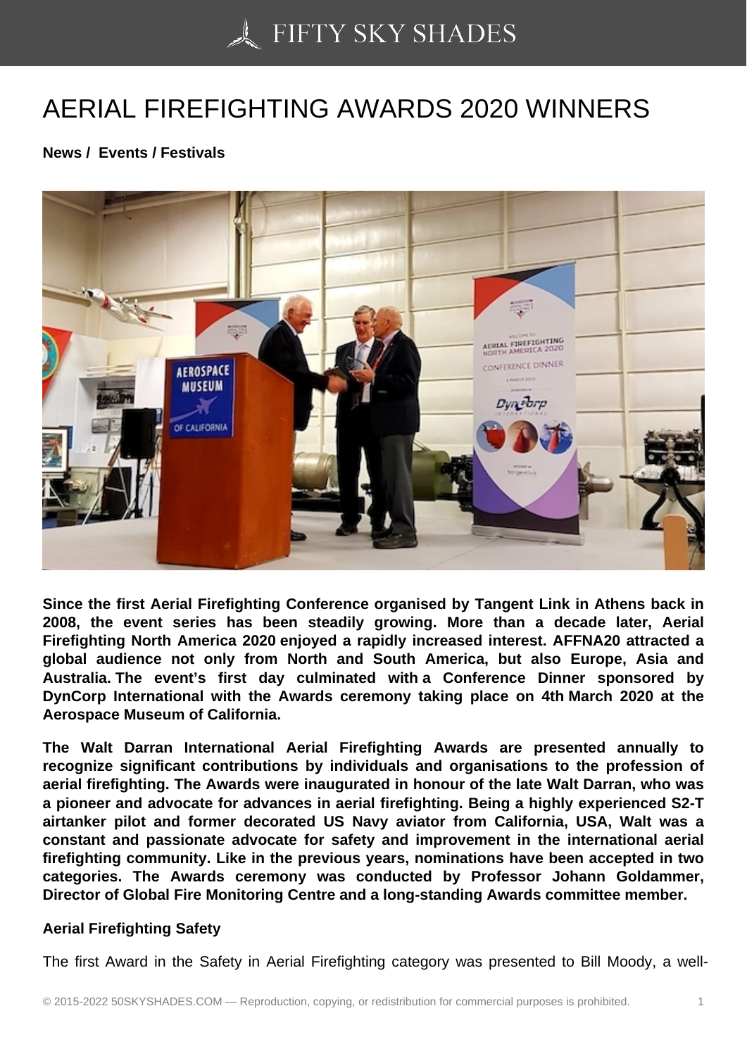# AERIAL FIREFIGHTING AWARDS 2020 WINNERS

**News / Events / Festivals**

**Since the first Aerial Firefighting Conference organised by Tangent Link in Athens back in 2008, the event series has been steadily growing. More than a decade later, Aerial Firefighting North America 2020 enjoyed a rapidly increased interest. AFFNA20 attracted a global audience not only from North and South America, but also Europe, Asia and Australia. The event's first day culminated with a Conference Dinner sponsored by DynCorp International with the Awards ceremony taking place on 4th March 2020 at the Aerospace Museum of California.**

**The Walt Darran International Aerial Firefighting Awards are presented annually to recognize significant contributions by individuals and organisations to the profession of aerial firefighting. The Awards were inaugurated in honour of the late Walt Darran, who was a pioneer and advocate for advances in aerial firefighting. Being a highly experienced S2-T airtanker pilot and former decorated US Navy aviator from California, USA, Walt was a constant and passionate advocate for safety and improvement in the international aerial firefighting community. Like in the previous years, nominations have been accepted in two categories. The Awards ceremony was conducted by Professor Johann Goldammer, Director of Global Fire Monitoring Centre and a long-standing Awards committee member.**

**Aerial Firefighting Safety**

The first Award in the Safety in Aerial Firefighting category was presented to Bill Moody, a well-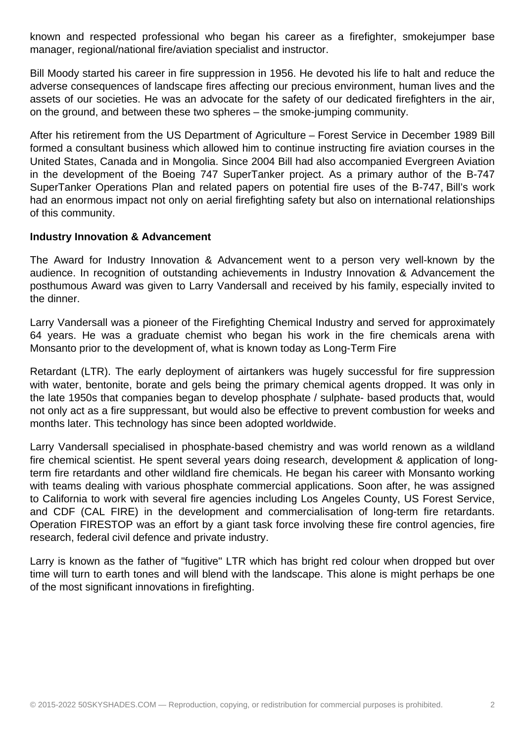known and respected professional who began his career as a firefighter, smokejumper base manager, regional/national fire/aviation specialist and instructor.

Bill Moody started his career in fire suppression in 1956. He devoted his life to halt and reduce the adverse consequences of landscape fires affecting our precious environment, human lives and the assets of our societies. He was an advocate for the safety of our dedicated firefighters in the air, on the ground, and between these two spheres – the smoke-jumping community.

After his retirement from the US Department of Agriculture – Forest Service in December 1989 Bill formed a consultant business which allowed him to continue instructing fire aviation courses in the United States, Canada and in Mongolia. Since 2004 Bill had also accompanied Evergreen Aviation in the development of the Boeing 747 SuperTanker project. As a primary author of the B-747 SuperTanker Operations Plan and related papers on potential fire uses of the B-747, Bill's work had an enormous impact not only on aerial firefighting safety but also on international relationships of this community.

**Industry Innovation & Advancement**

The Award for Industry Innovation & Advancement went to a person very well-known by the audience. In recognition of outstanding achievements in Industry Innovation & Advancement the posthumous Award was given to Larry Vandersall and received by his family, especially invited to the dinner.

Larry Vandersall was a pioneer of the Firefighting Chemical Industry and served for approximately 64 years. He was a graduate chemist who began his work in the fire chemicals arena with Monsanto prior to the development of, what is known today as Long-Term Fire

Retardant (LTR). The early deployment of airtankers was hugely successful for fire suppression with water, bentonite, borate and gels being the primary chemical agents dropped. It was only in the late 1950s that companies began to develop phosphate / sulphate- based products that, would not only act as a fire suppressant, but would also be effective to prevent combustion for weeks and months later. This technology has since been adopted worldwide.

Larry Vandersall specialised in phosphate-based chemistry and was world renown as a wildland fire chemical scientist. He spent several years doing research, development & application of long-term fire retardants and other wildland fire chemicals. He began his career with Monsanto working with teams dealing with various phosphate commercial applications. Soon after, he was assigned to California to work with several fire agencies including Los Angeles County, US Forest Service, and CDF (CAL FIRE) in the development and commercialisation of long-term fire retardants. Operation FIRESTOP was an effort by a giant task force involving these fire control agencies, fire research, federal civil defence and private industry.

Larry is known as the father of "fugitive" LTR which has bright red colour when dropped but over time will turn to earth tones and will blend with the landscape. This alone is might perhaps be one of the most significant innovations in firefighting.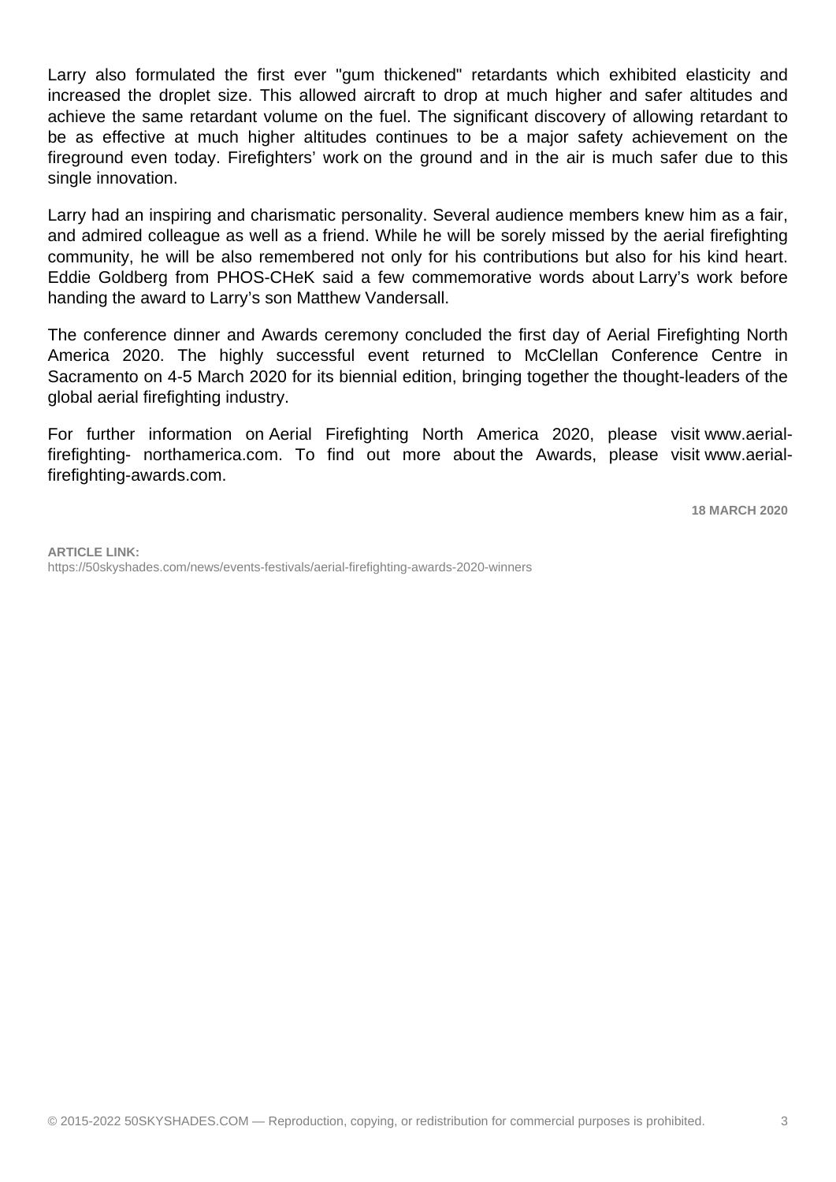Larry also formulated the first ever "gum thickened" retardants which exhibited elasticity and increased the droplet size. This allowed aircraft to drop at much higher and safer altitudes and achieve the same retardant volume on the fuel. The significant discovery of allowing retardant to be as effective at much higher altitudes continues to be a major safety achievement on the fireground even today. Firefighters' work on the ground and in the air is much safer due to this single innovation.

Larry had an inspiring and charismatic personality. Several audience members knew him as a fair, and admired colleague as well as a friend. While he will be sorely missed by the aerial firefighting community, he will be also remembered not only for his contributions but also for his kind heart. Eddie Goldberg from PHOS-CHeK said a few commemorative words about Larry's work before handing the award to Larry's son Matthew Vandersall.

The conference dinner and Awards ceremony concluded the first day of Aerial Firefighting North America 2020. The highly successful event returned to McClellan Conference Centre in Sacramento on 4-5 March 2020 for its biennial edition, bringing together the thought-leaders of the global aerial firefighting industry.

For further information on Aerial Firefighting North America 2020, please visit www.aerial-firefighting- northamerica.com. To find out more about the Awards, please visit www.aerial-firefighting-awards.com.

**18 MARCH 2020**

**ARTICLE LINK:**
https://50skyshades.com/news/events-festivals/aerial-firefighting-awards-2020-winners